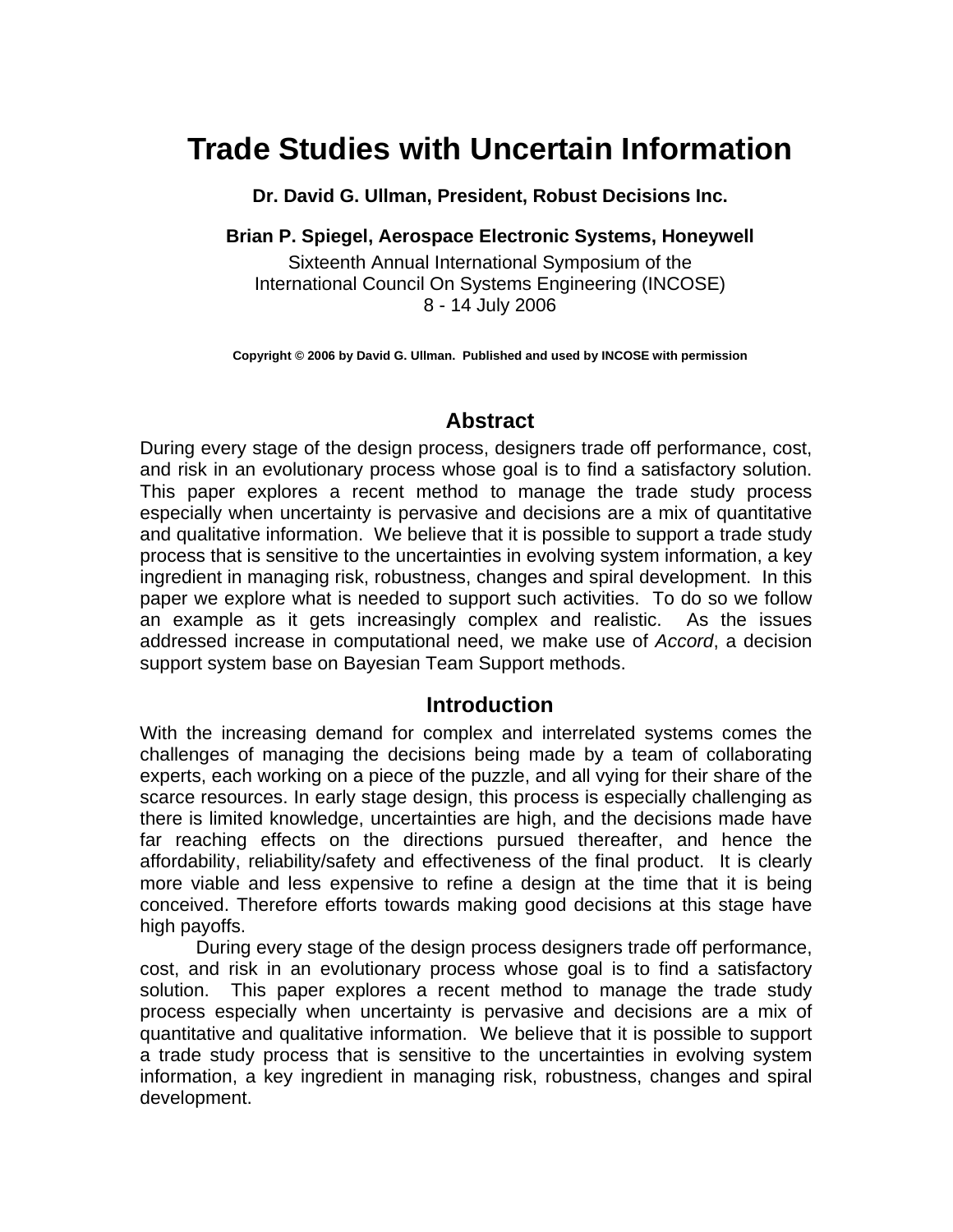# Trade Studies with Uncertain Information

**Dr. David G. Ullman, President, Robust Decisions Inc.**

**Brian P. Spiegel, Aerospace Electronic Systems, Honeywell**

Sixteenth Annual International Symposium of the
International Council On Systems Engineering (INCOSE)
8 - 14 July 2006

**Copyright © 2006 by David G. Ullman. Published and used by INCOSE with permission**

## Abstract

During every stage of the design process, designers trade off performance, cost, and risk in an evolutionary process whose goal is to find a satisfactory solution. This paper explores a recent method to manage the trade study process especially when uncertainty is pervasive and decisions are a mix of quantitative and qualitative information. We believe that it is possible to support a trade study process that is sensitive to the uncertainties in evolving system information, a key ingredient in managing risk, robustness, changes and spiral development. In this paper we explore what is needed to support such activities. To do so we follow an example as it gets increasingly complex and realistic. As the issues addressed increase in computational need, we make use of *Accord*, a decision support system base on Bayesian Team Support methods.

## Introduction

With the increasing demand for complex and interrelated systems comes the challenges of managing the decisions being made by a team of collaborating experts, each working on a piece of the puzzle, and all vying for their share of the scarce resources. In early stage design, this process is especially challenging as there is limited knowledge, uncertainties are high, and the decisions made have far reaching effects on the directions pursued thereafter, and hence the affordability, reliability/safety and effectiveness of the final product. It is clearly more viable and less expensive to refine a design at the time that it is being conceived. Therefore efforts towards making good decisions at this stage have high payoffs.

During every stage of the design process designers trade off performance, cost, and risk in an evolutionary process whose goal is to find a satisfactory solution. This paper explores a recent method to manage the trade study process especially when uncertainty is pervasive and decisions are a mix of quantitative and qualitative information. We believe that it is possible to support a trade study process that is sensitive to the uncertainties in evolving system information, a key ingredient in managing risk, robustness, changes and spiral development.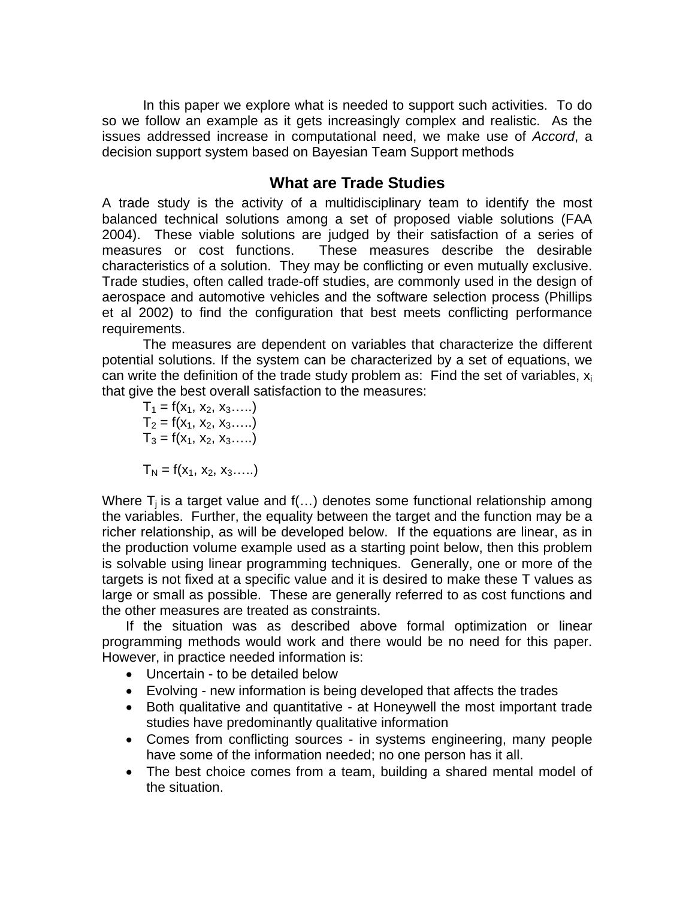In this paper we explore what is needed to support such activities. To do so we follow an example as it gets increasingly complex and realistic. As the issues addressed increase in computational need, we make use of *Accord*, a decision support system based on Bayesian Team Support methods

## What are Trade Studies

A trade study is the activity of a multidisciplinary team to identify the most balanced technical solutions among a set of proposed viable solutions (FAA 2004). These viable solutions are judged by their satisfaction of a series of measures or cost functions. These measures describe the desirable characteristics of a solution. They may be conflicting or even mutually exclusive. Trade studies, often called trade-off studies, are commonly used in the design of aerospace and automotive vehicles and the software selection process (Phillips et al 2002) to find the configuration that best meets conflicting performance requirements.

The measures are dependent on variables that characterize the different potential solutions. If the system can be characterized by a set of equations, we can write the definition of the trade study problem as: Find the set of variables, $x_i$ that give the best overall satisfaction to the measures:

$T_1 = f(x_1, x_2, x_3 \ldots\ldots)$
$T_2 = f(x_1, x_2, x_3 \ldots\ldots)$
$T_3 = f(x_1, x_2, x_3 \ldots\ldots)$

$T_N = f(x_1, x_2, x_3 \ldots\ldots)$

Where $T_j$ is a target value and f(…) denotes some functional relationship among the variables. Further, the equality between the target and the function may be a richer relationship, as will be developed below. If the equations are linear, as in the production volume example used as a starting point below, then this problem is solvable using linear programming techniques. Generally, one or more of the targets is not fixed at a specific value and it is desired to make these T values as large or small as possible. These are generally referred to as cost functions and the other measures are treated as constraints.

If the situation was as described above formal optimization or linear programming methods would work and there would be no need for this paper. However, in practice needed information is:

- Uncertain - to be detailed below
- Evolving - new information is being developed that affects the trades
- Both qualitative and quantitative - at Honeywell the most important trade studies have predominantly qualitative information
- Comes from conflicting sources - in systems engineering, many people have some of the information needed; no one person has it all.
- The best choice comes from a team, building a shared mental model of the situation.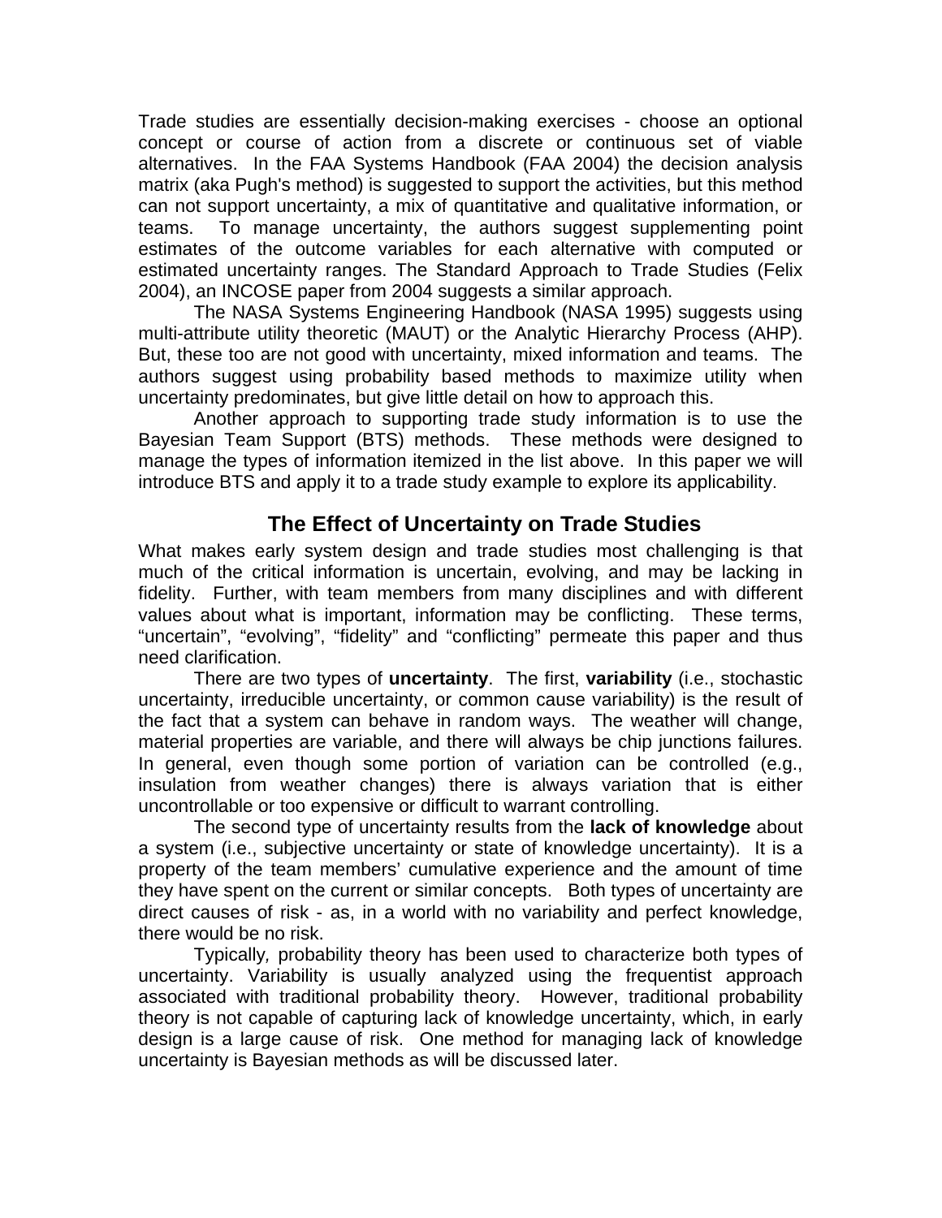Trade studies are essentially decision-making exercises - choose an optional concept or course of action from a discrete or continuous set of viable alternatives. In the FAA Systems Handbook (FAA 2004) the decision analysis matrix (aka Pugh's method) is suggested to support the activities, but this method can not support uncertainty, a mix of quantitative and qualitative information, or teams. To manage uncertainty, the authors suggest supplementing point estimates of the outcome variables for each alternative with computed or estimated uncertainty ranges. The Standard Approach to Trade Studies (Felix 2004), an INCOSE paper from 2004 suggests a similar approach.

The NASA Systems Engineering Handbook (NASA 1995) suggests using multi-attribute utility theoretic (MAUT) or the Analytic Hierarchy Process (AHP). But, these too are not good with uncertainty, mixed information and teams. The authors suggest using probability based methods to maximize utility when uncertainty predominates, but give little detail on how to approach this.

Another approach to supporting trade study information is to use the Bayesian Team Support (BTS) methods. These methods were designed to manage the types of information itemized in the list above. In this paper we will introduce BTS and apply it to a trade study example to explore its applicability.

## The Effect of Uncertainty on Trade Studies

What makes early system design and trade studies most challenging is that much of the critical information is uncertain, evolving, and may be lacking in fidelity. Further, with team members from many disciplines and with different values about what is important, information may be conflicting. These terms, “uncertain”, “evolving”, “fidelity” and “conflicting” permeate this paper and thus need clarification.

There are two types of **uncertainty**. The first, **variability** (i.e., stochastic uncertainty, irreducible uncertainty, or common cause variability) is the result of the fact that a system can behave in random ways. The weather will change, material properties are variable, and there will always be chip junctions failures. In general, even though some portion of variation can be controlled (e.g., insulation from weather changes) there is always variation that is either uncontrollable or too expensive or difficult to warrant controlling.

The second type of uncertainty results from the **lack of knowledge** about a system (i.e., subjective uncertainty or state of knowledge uncertainty). It is a property of the team members' cumulative experience and the amount of time they have spent on the current or similar concepts. Both types of uncertainty are direct causes of risk - as, in a world with no variability and perfect knowledge, there would be no risk.

Typically, probability theory has been used to characterize both types of uncertainty. Variability is usually analyzed using the frequentist approach associated with traditional probability theory. However, traditional probability theory is not capable of capturing lack of knowledge uncertainty, which, in early design is a large cause of risk. One method for managing lack of knowledge uncertainty is Bayesian methods as will be discussed later.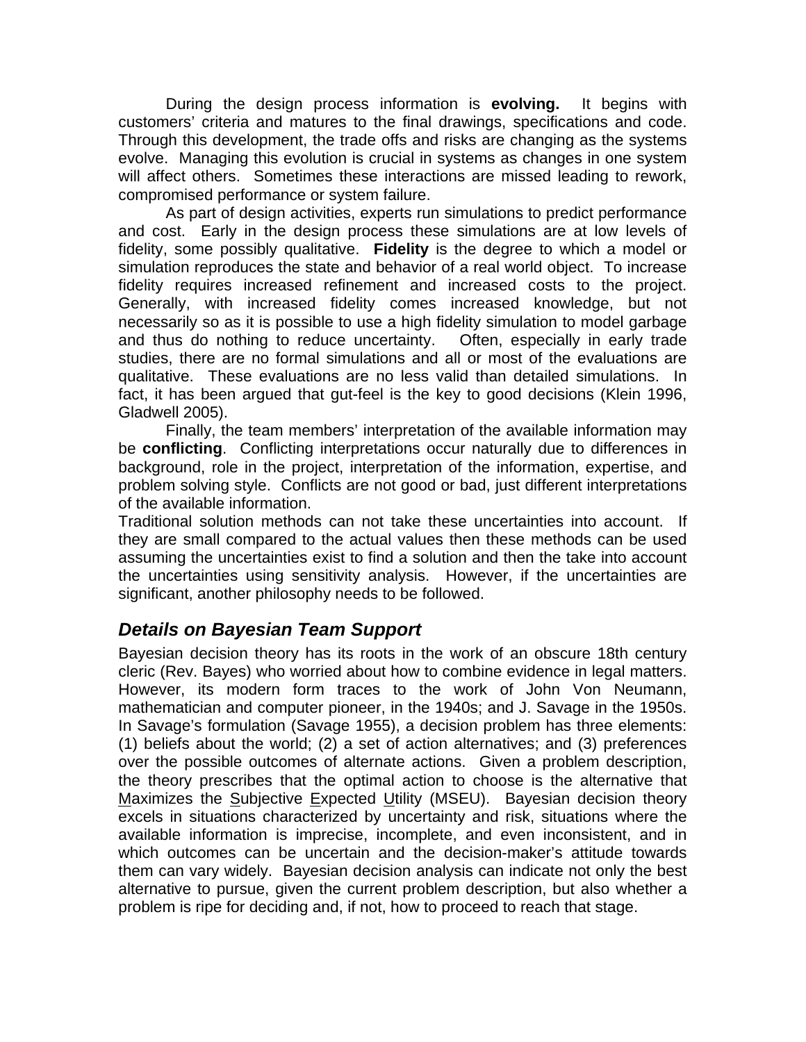During the design process information is **evolving.** It begins with customers' criteria and matures to the final drawings, specifications and code. Through this development, the trade offs and risks are changing as the systems evolve. Managing this evolution is crucial in systems as changes in one system will affect others. Sometimes these interactions are missed leading to rework, compromised performance or system failure.

As part of design activities, experts run simulations to predict performance and cost. Early in the design process these simulations are at low levels of fidelity, some possibly qualitative. **Fidelity** is the degree to which a model or simulation reproduces the state and behavior of a real world object. To increase fidelity requires increased refinement and increased costs to the project. Generally, with increased fidelity comes increased knowledge, but not necessarily so as it is possible to use a high fidelity simulation to model garbage and thus do nothing to reduce uncertainty. Often, especially in early trade studies, there are no formal simulations and all or most of the evaluations are qualitative. These evaluations are no less valid than detailed simulations. In fact, it has been argued that gut-feel is the key to good decisions (Klein 1996, Gladwell 2005).

Finally, the team members' interpretation of the available information may be **conflicting**. Conflicting interpretations occur naturally due to differences in background, role in the project, interpretation of the information, expertise, and problem solving style. Conflicts are not good or bad, just different interpretations of the available information.

Traditional solution methods can not take these uncertainties into account. If they are small compared to the actual values then these methods can be used assuming the uncertainties exist to find a solution and then the take into account the uncertainties using sensitivity analysis. However, if the uncertainties are significant, another philosophy needs to be followed.

## *Details on Bayesian Team Support*

Bayesian decision theory has its roots in the work of an obscure 18th century cleric (Rev. Bayes) who worried about how to combine evidence in legal matters. However, its modern form traces to the work of John Von Neumann, mathematician and computer pioneer, in the 1940s; and J. Savage in the 1950s. In Savage's formulation (Savage 1955), a decision problem has three elements: (1) beliefs about the world; (2) a set of action alternatives; and (3) preferences over the possible outcomes of alternate actions. Given a problem description, the theory prescribes that the optimal action to choose is the alternative that Maximizes the Subjective Expected Utility (MSEU). Bayesian decision theory excels in situations characterized by uncertainty and risk, situations where the available information is imprecise, incomplete, and even inconsistent, and in which outcomes can be uncertain and the decision-maker's attitude towards them can vary widely. Bayesian decision analysis can indicate not only the best alternative to pursue, given the current problem description, but also whether a problem is ripe for deciding and, if not, how to proceed to reach that stage.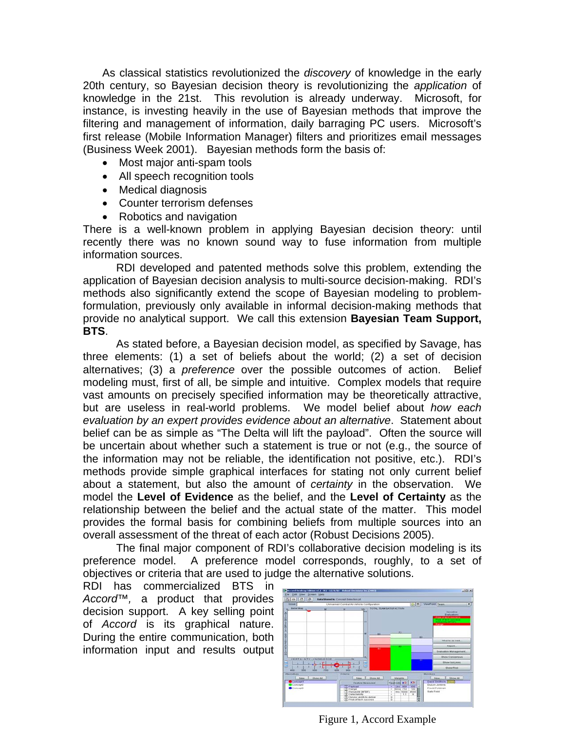As classical statistics revolutionized the *discovery* of knowledge in the early 20th century, so Bayesian decision theory is revolutionizing the *application* of knowledge in the 21st. This revolution is already underway. Microsoft, for instance, is investing heavily in the use of Bayesian methods that improve the filtering and management of information, daily barraging PC users. Microsoft's first release (Mobile Information Manager) filters and prioritizes email messages (Business Week 2001). Bayesian methods form the basis of:

- Most major anti-spam tools
- All speech recognition tools
- Medical diagnosis
- Counter terrorism defenses
- Robotics and navigation

There is a well-known problem in applying Bayesian decision theory: until recently there was no known sound way to fuse information from multiple information sources.

RDI developed and patented methods solve this problem, extending the application of Bayesian decision analysis to multi-source decision-making. RDI's methods also significantly extend the scope of Bayesian modeling to problem-formulation, previously only available in informal decision-making methods that provide no analytical support. We call this extension **Bayesian Team Support, BTS**.

As stated before, a Bayesian decision model, as specified by Savage, has three elements: (1) a set of beliefs about the world; (2) a set of decision alternatives; (3) a *preference* over the possible outcomes of action. Belief modeling must, first of all, be simple and intuitive. Complex models that require vast amounts on precisely specified information may be theoretically attractive, but are useless in real-world problems. We model belief about *how each evaluation by an expert provides evidence about an alternative*. Statement about belief can be as simple as "The Delta will lift the payload". Often the source will be uncertain about whether such a statement is true or not (e.g., the source of the information may not be reliable, the identification not positive, etc.). RDI's methods provide simple graphical interfaces for stating not only current belief about a statement, but also the amount of *certainty* in the observation. We model the **Level of Evidence** as the belief, and the **Level of Certainty** as the relationship between the belief and the actual state of the matter. This model provides the formal basis for combining beliefs from multiple sources into an overall assessment of the threat of each actor (Robust Decisions 2005).

The final major component of RDI's collaborative decision modeling is its preference model. A preference model corresponds, roughly, to a set of objectives or criteria that are used to judge the alternative solutions.

RDI has commercialized BTS in *Accord™*, a product that provides decision support. A key selling point of *Accord* is its graphical nature. During the entire communication, both information input and results output

Figure 1, Accord Example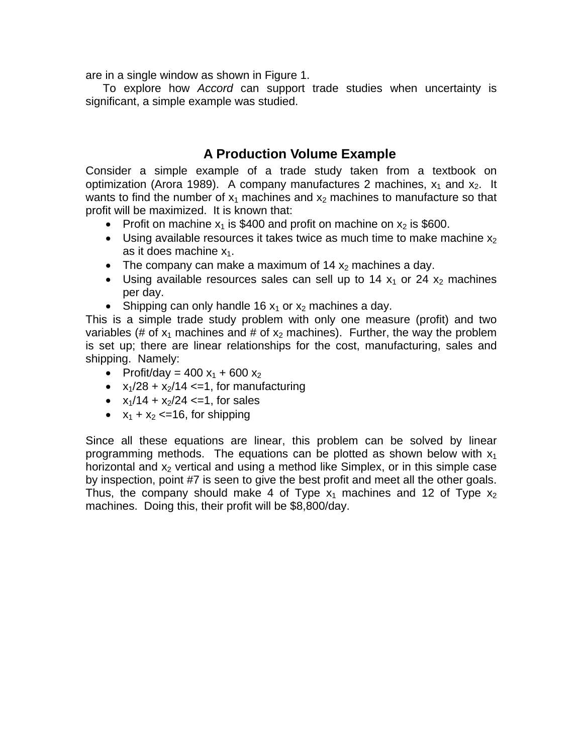are in a single window as shown in Figure 1.

To explore how *Accord* can support trade studies when uncertainty is significant, a simple example was studied.

## A Production Volume Example

Consider a simple example of a trade study taken from a textbook on optimization (Arora 1989). A company manufactures 2 machines, $x_1$ and $x_2$. It wants to find the number of $x_1$ machines and $x_2$ machines to manufacture so that profit will be maximized. It is known that:

- Profit on machine $x_1$ is $400 and profit on machine on $x_2$ is $600.
- Using available resources it takes twice as much time to make machine $x_2$ as it does machine $x_1$.
- The company can make a maximum of 14 $x_2$ machines a day.
- Using available resources sales can sell up to 14 $x_1$ or 24 $x_2$ machines per day.
- Shipping can only handle 16 $x_1$ or $x_2$ machines a day.

This is a simple trade study problem with only one measure (profit) and two variables (# of $x_1$ machines and # of $x_2$ machines). Further, the way the problem is set up; there are linear relationships for the cost, manufacturing, sales and shipping. Namely:

- Profit/day = $400\ x_1 + 600\ x_2$
- $x_1/28 + x_2/14 <= 1$, for manufacturing
- $x_1/14 + x_2/24 <= 1$, for sales
- $x_1 + x_2 <= 16$, for shipping

Since all these equations are linear, this problem can be solved by linear programming methods. The equations can be plotted as shown below with $x_1$ horizontal and $x_2$ vertical and using a method like Simplex, or in this simple case by inspection, point #7 is seen to give the best profit and meet all the other goals. Thus, the company should make 4 of Type $x_1$ machines and 12 of Type $x_2$ machines. Doing this, their profit will be $8,800/day.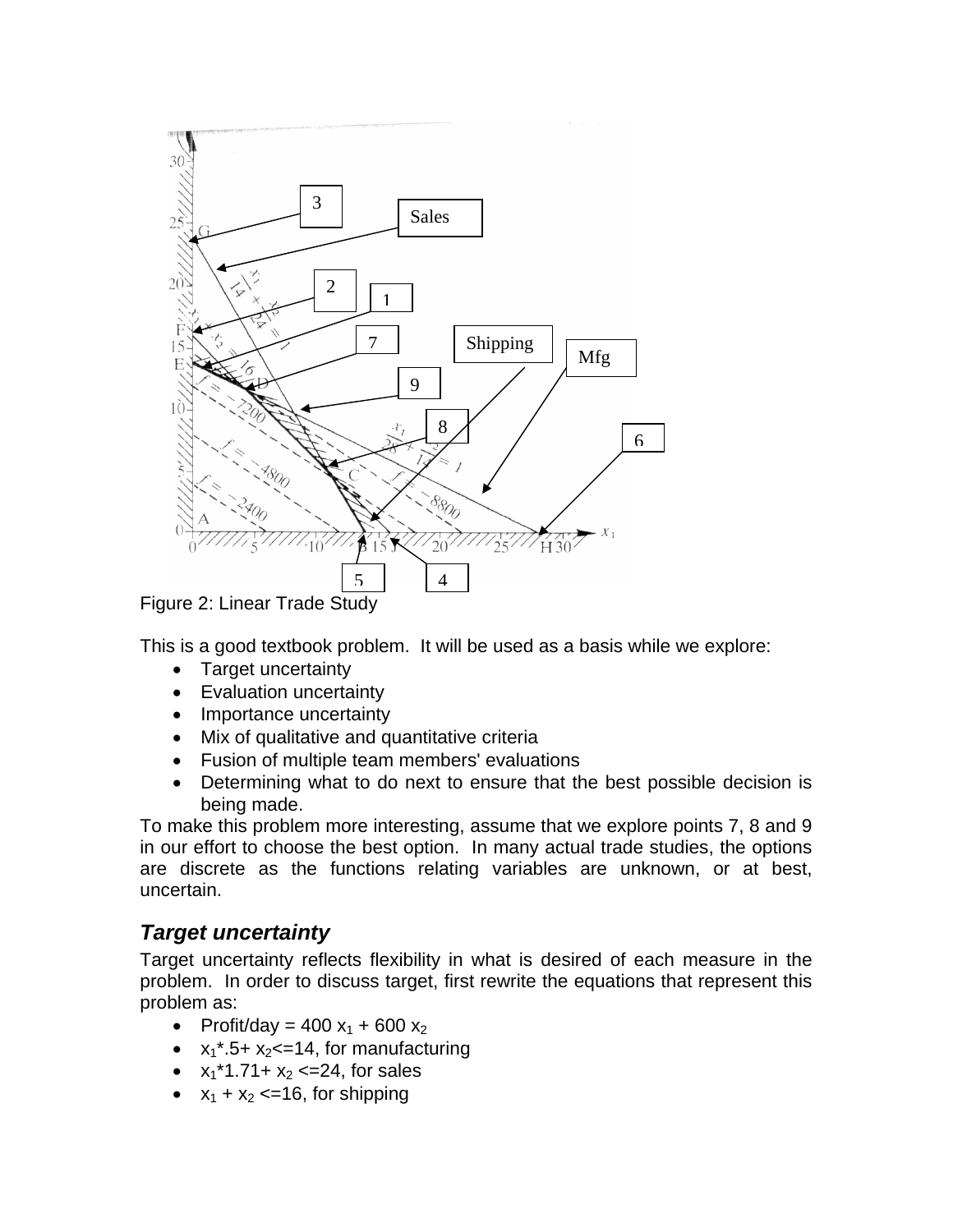Figure 2: Linear Trade Study

This is a good textbook problem. It will be used as a basis while we explore:

- Target uncertainty
- Evaluation uncertainty
- Importance uncertainty
- Mix of qualitative and quantitative criteria
- Fusion of multiple team members' evaluations
- Determining what to do next to ensure that the best possible decision is being made.

To make this problem more interesting, assume that we explore points 7, 8 and 9 in our effort to choose the best option. In many actual trade studies, the options are discrete as the functions relating variables are unknown, or at best, uncertain.

## *Target uncertainty*

Target uncertainty reflects flexibility in what is desired of each measure in the problem. In order to discuss target, first rewrite the equations that represent this problem as:

- Profit/day = $400\ x_1 + 600\ x_2$
- $x_1*.5+ x_2<=14$, for manufacturing
- $x_1*1.71+ x_2 <=24$, for sales
- $x_1 + x_2 <=16$, for shipping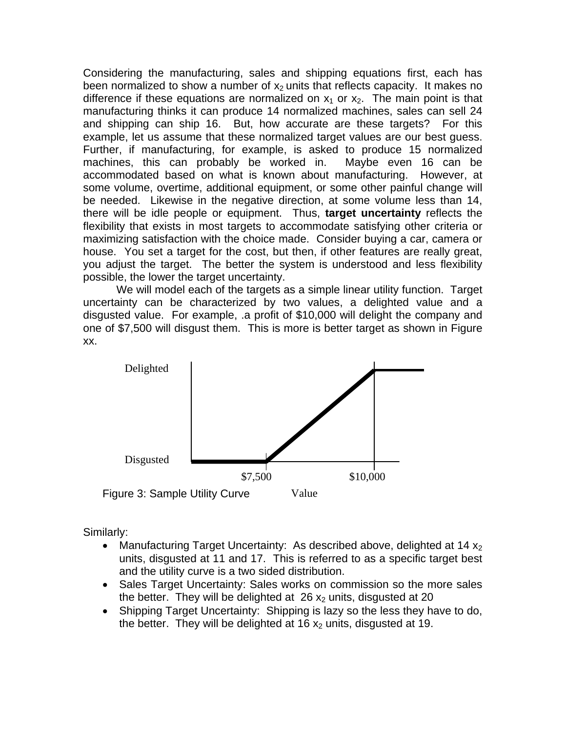Considering the manufacturing, sales and shipping equations first, each has been normalized to show a number of $x_2$ units that reflects capacity. It makes no difference if these equations are normalized on $x_1$ or $x_2$. The main point is that manufacturing thinks it can produce 14 normalized machines, sales can sell 24 and shipping can ship 16. But, how accurate are these targets? For this example, let us assume that these normalized target values are our best guess. Further, if manufacturing, for example, is asked to produce 15 normalized machines, this can probably be worked in. Maybe even 16 can be accommodated based on what is known about manufacturing. However, at some volume, overtime, additional equipment, or some other painful change will be needed. Likewise in the negative direction, at some volume less than 14, there will be idle people or equipment. Thus, **target uncertainty** reflects the flexibility that exists in most targets to accommodate satisfying other criteria or maximizing satisfaction with the choice made. Consider buying a car, camera or house. You set a target for the cost, but then, if other features are really great, you adjust the target. The better the system is understood and less flexibility possible, the lower the target uncertainty.

We will model each of the targets as a simple linear utility function. Target uncertainty can be characterized by two values, a delighted value and a disgusted value. For example, .a profit of $10,000 will delight the company and one of $7,500 will disgust them. This is more is better target as shown in Figure xx.

Delighted

Disgusted

$7,500 $10,000

Figure 3: Sample Utility Curve Value

Similarly:

- Manufacturing Target Uncertainty: As described above, delighted at 14 $x_2$ units, disgusted at 11 and 17. This is referred to as a specific target best and the utility curve is a two sided distribution.
- Sales Target Uncertainty: Sales works on commission so the more sales the better. They will be delighted at 26 $x_2$ units, disgusted at 20
- Shipping Target Uncertainty: Shipping is lazy so the less they have to do, the better. They will be delighted at 16 $x_2$ units, disgusted at 19.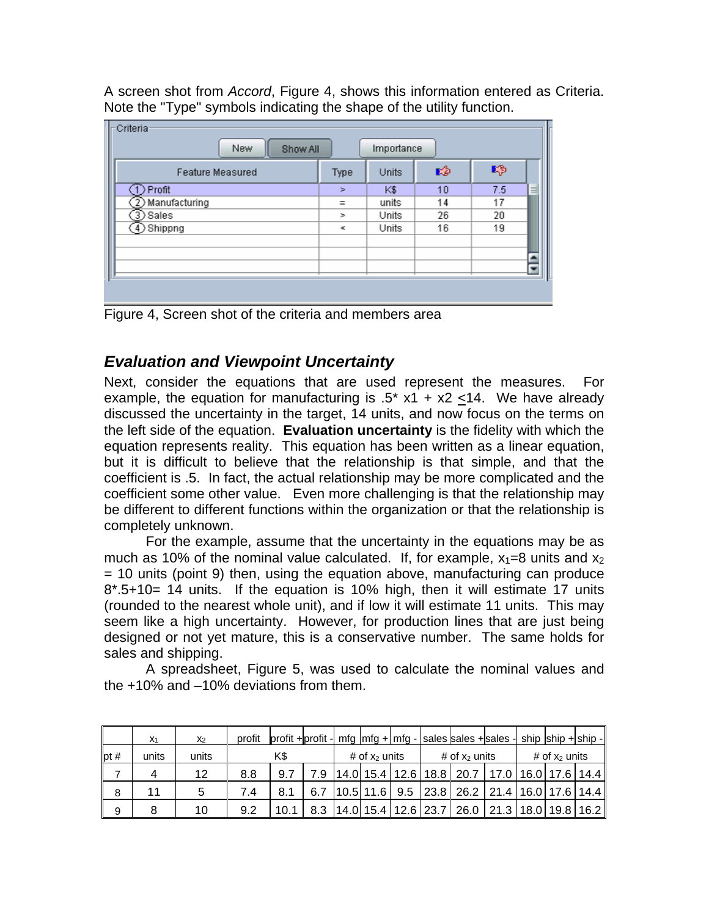A screen shot from *Accord*, Figure 4, shows this information entered as Criteria. Note the "Type" symbols indicating the shape of the utility function.

| Feature Measured | Type | Units | | |
|---|---|---|---|---|
| 1 Profit | > | K$ | 10 | 7.5 |
| 2 Manufacturing | = | units | 14 | 17 |
| 3 Sales | > | Units | 26 | 20 |
| 4 Shippng | < | Units | 16 | 19 |

Figure 4, Screen shot of the criteria and members area

## *Evaluation and Viewpoint Uncertainty*

Next, consider the equations that are used represent the measures. For example, the equation for manufacturing is .5* x1 + x2 ≤14. We have already discussed the uncertainty in the target, 14 units, and now focus on the terms on the left side of the equation. **Evaluation uncertainty** is the fidelity with which the equation represents reality. This equation has been written as a linear equation, but it is difficult to believe that the relationship is that simple, and that the coefficient is .5. In fact, the actual relationship may be more complicated and the coefficient some other value. Even more challenging is that the relationship may be different to different functions within the organization or that the relationship is completely unknown.

For the example, assume that the uncertainty in the equations may be as much as 10% of the nominal value calculated. If, for example, $x_1$=8 units and $x_2$ = 10 units (point 9) then, using the equation above, manufacturing can produce 8*.5+10= 14 units. If the equation is 10% high, then it will estimate 17 units (rounded to the nearest whole unit), and if low it will estimate 11 units. This may seem like a high uncertainty. However, for production lines that are just being designed or not yet mature, this is a conservative number. The same holds for sales and shipping.

A spreadsheet, Figure 5, was used to calculate the nominal values and the +10% and –10% deviations from them.

| | $x_1$ | $x_2$ | profit | profit + | profit - | mfg | mfg + | mfg - | sales | sales + | sales - | ship | ship + | ship - |
|---|---|---|---|---|---|---|---|---|---|---|---|---|---|---|
| pt # | units | units | K$ | | | # of $x_2$ units | | | # of $x_2$ units | | | # of $x_2$ units | | |
| 7 | 4 | 12 | 8.8 | 9.7 | 7.9 | 14.0 | 15.4 | 12.6 | 18.8 | 20.7 | 17.0 | 16.0 | 17.6 | 14.4 |
| 8 | 11 | 5 | 7.4 | 8.1 | 6.7 | 10.5 | 11.6 | 9.5 | 23.8 | 26.2 | 21.4 | 16.0 | 17.6 | 14.4 |
| 9 | 8 | 10 | 9.2 | 10.1 | 8.3 | 14.0 | 15.4 | 12.6 | 23.7 | 26.0 | 21.3 | 18.0 | 19.8 | 16.2 |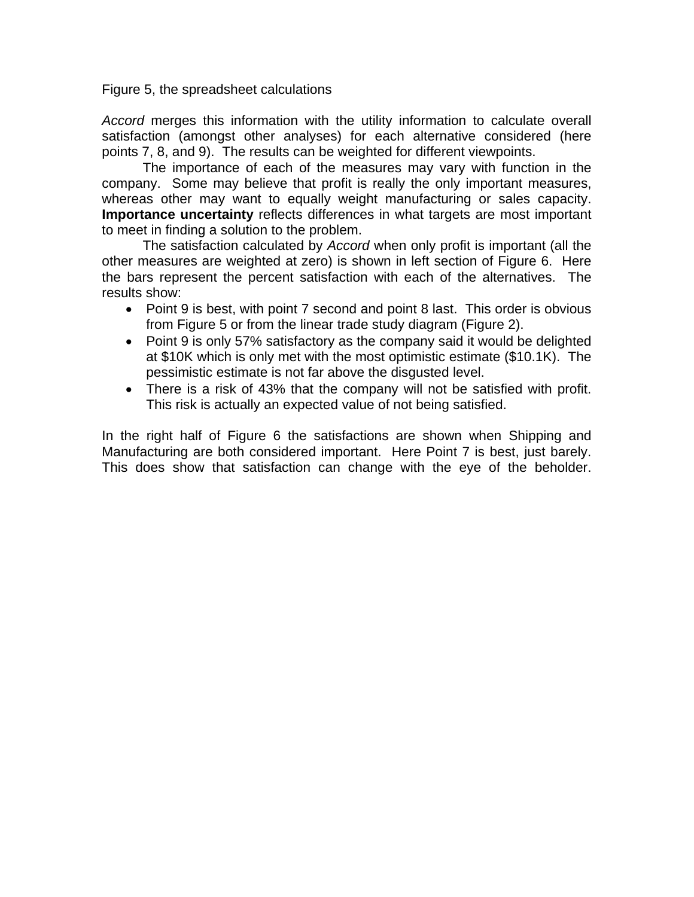Figure 5, the spreadsheet calculations

*Accord* merges this information with the utility information to calculate overall satisfaction (amongst other analyses) for each alternative considered (here points 7, 8, and 9). The results can be weighted for different viewpoints.

The importance of each of the measures may vary with function in the company. Some may believe that profit is really the only important measures, whereas other may want to equally weight manufacturing or sales capacity. **Importance uncertainty** reflects differences in what targets are most important to meet in finding a solution to the problem.

The satisfaction calculated by *Accord* when only profit is important (all the other measures are weighted at zero) is shown in left section of Figure 6. Here the bars represent the percent satisfaction with each of the alternatives. The results show:

- Point 9 is best, with point 7 second and point 8 last. This order is obvious from Figure 5 or from the linear trade study diagram (Figure 2).
- Point 9 is only 57% satisfactory as the company said it would be delighted at $10K which is only met with the most optimistic estimate ($10.1K). The pessimistic estimate is not far above the disgusted level.
- There is a risk of 43% that the company will not be satisfied with profit. This risk is actually an expected value of not being satisfied.

In the right half of Figure 6 the satisfactions are shown when Shipping and Manufacturing are both considered important. Here Point 7 is best, just barely. This does show that satisfaction can change with the eye of the beholder.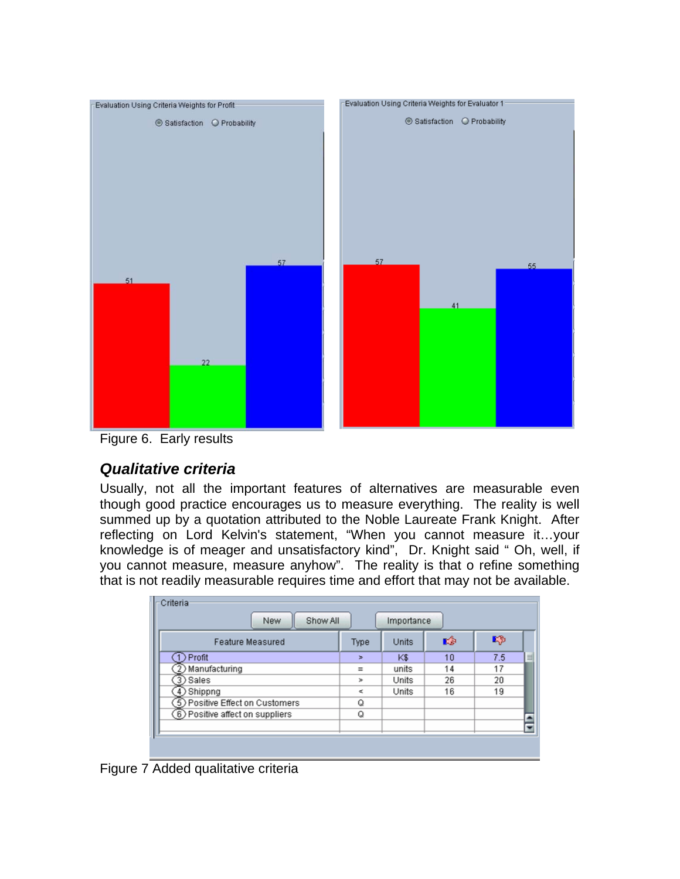Figure 6. Early results

## *Qualitative criteria*

Usually, not all the important features of alternatives are measurable even though good practice encourages us to measure everything. The reality is well summed up by a quotation attributed to the Noble Laureate Frank Knight. After reflecting on Lord Kelvin's statement, "When you cannot measure it…your knowledge is of meager and unsatisfactory kind", Dr. Knight said " Oh, well, if you cannot measure, measure anyhow". The reality is that o refine something that is not readily measurable requires time and effort that may not be available.

Figure 7 Added qualitative criteria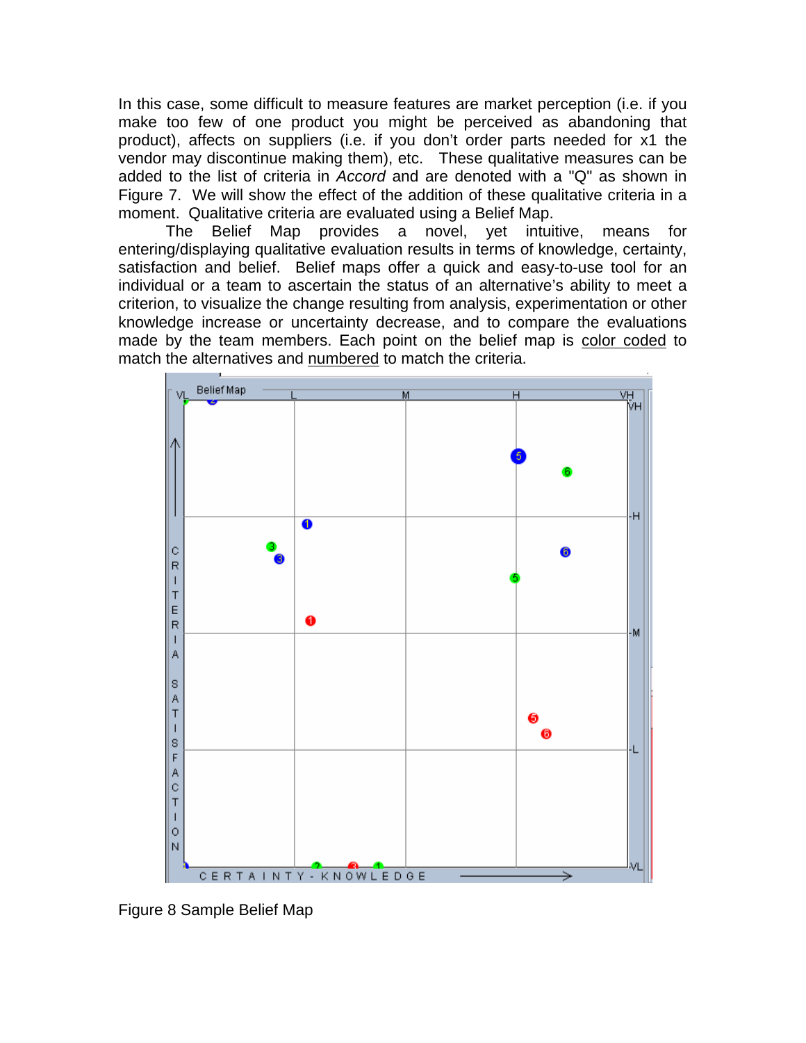In this case, some difficult to measure features are market perception (i.e. if you make too few of one product you might be perceived as abandoning that product), affects on suppliers (i.e. if you don't order parts needed for x1 the vendor may discontinue making them), etc. These qualitative measures can be added to the list of criteria in *Accord* and are denoted with a "Q" as shown in Figure 7. We will show the effect of the addition of these qualitative criteria in a moment. Qualitative criteria are evaluated using a Belief Map.

The Belief Map provides a novel, yet intuitive, means for entering/displaying qualitative evaluation results in terms of knowledge, certainty, satisfaction and belief. Belief maps offer a quick and easy-to-use tool for an individual or a team to ascertain the status of an alternative's ability to meet a criterion, to visualize the change resulting from analysis, experimentation or other knowledge increase or uncertainty decrease, and to compare the evaluations made by the team members. Each point on the belief map is color coded to match the alternatives and numbered to match the criteria.

Figure 8 Sample Belief Map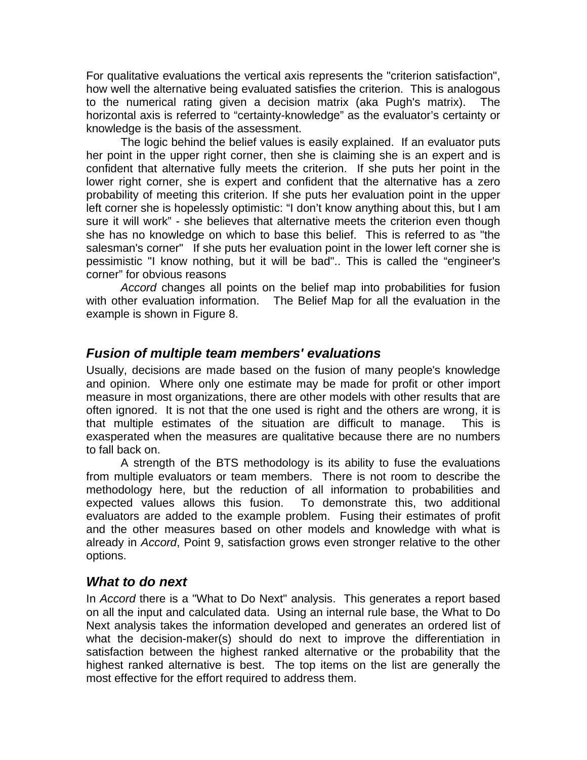For qualitative evaluations the vertical axis represents the "criterion satisfaction", how well the alternative being evaluated satisfies the criterion. This is analogous to the numerical rating given a decision matrix (aka Pugh's matrix). The horizontal axis is referred to "certainty-knowledge" as the evaluator's certainty or knowledge is the basis of the assessment.

The logic behind the belief values is easily explained. If an evaluator puts her point in the upper right corner, then she is claiming she is an expert and is confident that alternative fully meets the criterion. If she puts her point in the lower right corner, she is expert and confident that the alternative has a zero probability of meeting this criterion. If she puts her evaluation point in the upper left corner she is hopelessly optimistic: "I don't know anything about this, but I am sure it will work" - she believes that alternative meets the criterion even though she has no knowledge on which to base this belief. This is referred to as "the salesman's corner" If she puts her evaluation point in the lower left corner she is pessimistic "I know nothing, but it will be bad".. This is called the "engineer's corner" for obvious reasons

*Accord* changes all points on the belief map into probabilities for fusion with other evaluation information. The Belief Map for all the evaluation in the example is shown in Figure 8.

## *Fusion of multiple team members' evaluations*

Usually, decisions are made based on the fusion of many people's knowledge and opinion. Where only one estimate may be made for profit or other import measure in most organizations, there are other models with other results that are often ignored. It is not that the one used is right and the others are wrong, it is that multiple estimates of the situation are difficult to manage. This is exasperated when the measures are qualitative because there are no numbers to fall back on.

A strength of the BTS methodology is its ability to fuse the evaluations from multiple evaluators or team members. There is not room to describe the methodology here, but the reduction of all information to probabilities and expected values allows this fusion. To demonstrate this, two additional evaluators are added to the example problem. Fusing their estimates of profit and the other measures based on other models and knowledge with what is already in *Accord*, Point 9, satisfaction grows even stronger relative to the other options.

## *What to do next*

In *Accord* there is a "What to Do Next" analysis. This generates a report based on all the input and calculated data. Using an internal rule base, the What to Do Next analysis takes the information developed and generates an ordered list of what the decision-maker(s) should do next to improve the differentiation in satisfaction between the highest ranked alternative or the probability that the highest ranked alternative is best. The top items on the list are generally the most effective for the effort required to address them.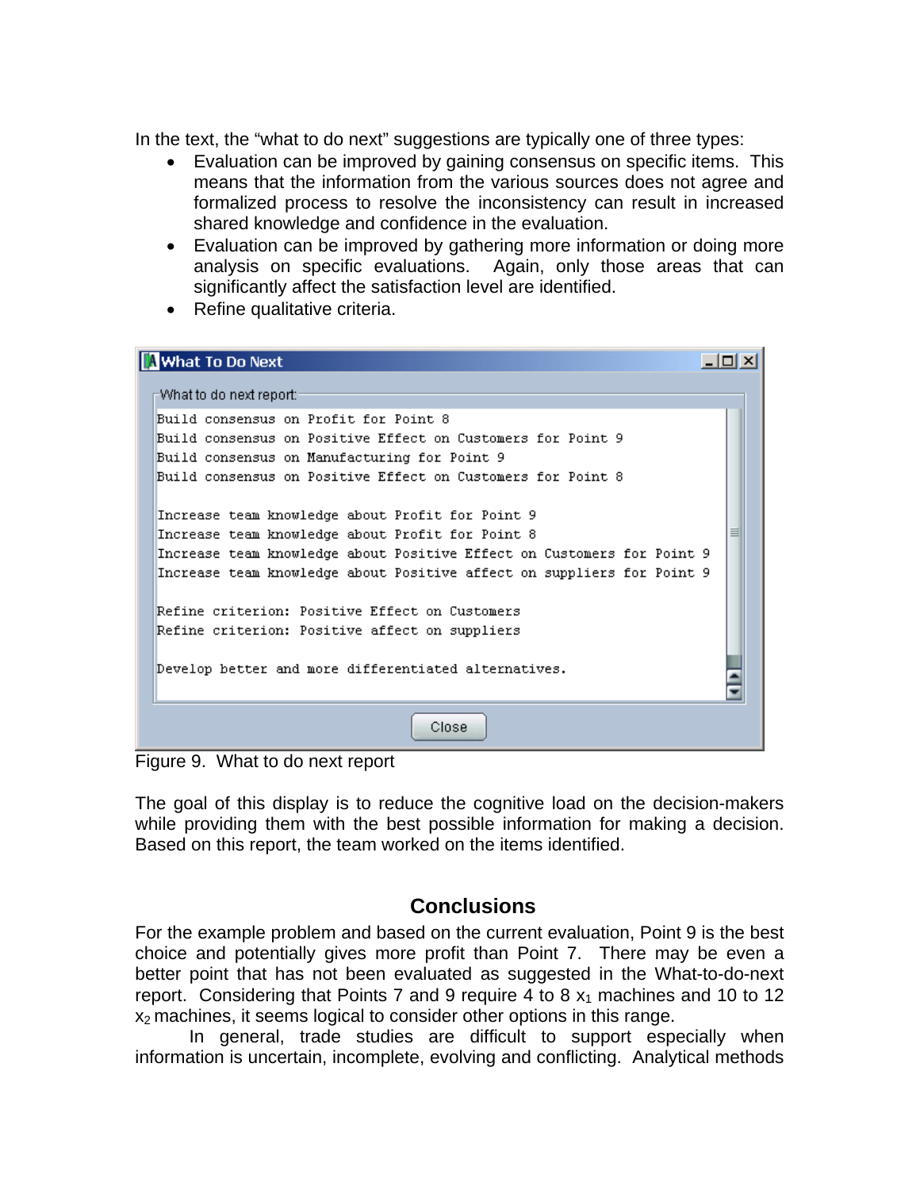In the text, the "what to do next" suggestions are typically one of three types:

- Evaluation can be improved by gaining consensus on specific items. This means that the information from the various sources does not agree and formalized process to resolve the inconsistency can result in increased shared knowledge and confidence in the evaluation.
- Evaluation can be improved by gathering more information or doing more analysis on specific evaluations. Again, only those areas that can significantly affect the satisfaction level are identified.
- Refine qualitative criteria.

```
What To Do Next

What to do next report:
Build consensus on Profit for Point 8
Build consensus on Positive Effect on Customers for Point 9
Build consensus on Manufacturing for Point 9
Build consensus on Positive Effect on Customers for Point 8

Increase team knowledge about Profit for Point 9
Increase team knowledge about Profit for Point 8
Increase team knowledge about Positive Effect on Customers for Point 9
Increase team knowledge about Positive affect on suppliers for Point 9

Refine criterion: Positive Effect on Customers
Refine criterion: Positive affect on suppliers

Develop better and more differentiated alternatives.

Close
```

Figure 9. What to do next report

The goal of this display is to reduce the cognitive load on the decision-makers while providing them with the best possible information for making a decision. Based on this report, the team worked on the items identified.

## Conclusions

For the example problem and based on the current evaluation, Point 9 is the best choice and potentially gives more profit than Point 7. There may be even a better point that has not been evaluated as suggested in the What-to-do-next report. Considering that Points 7 and 9 require 4 to 8 $x_1$ machines and 10 to 12 $x_2$ machines, it seems logical to consider other options in this range.

In general, trade studies are difficult to support especially when information is uncertain, incomplete, evolving and conflicting. Analytical methods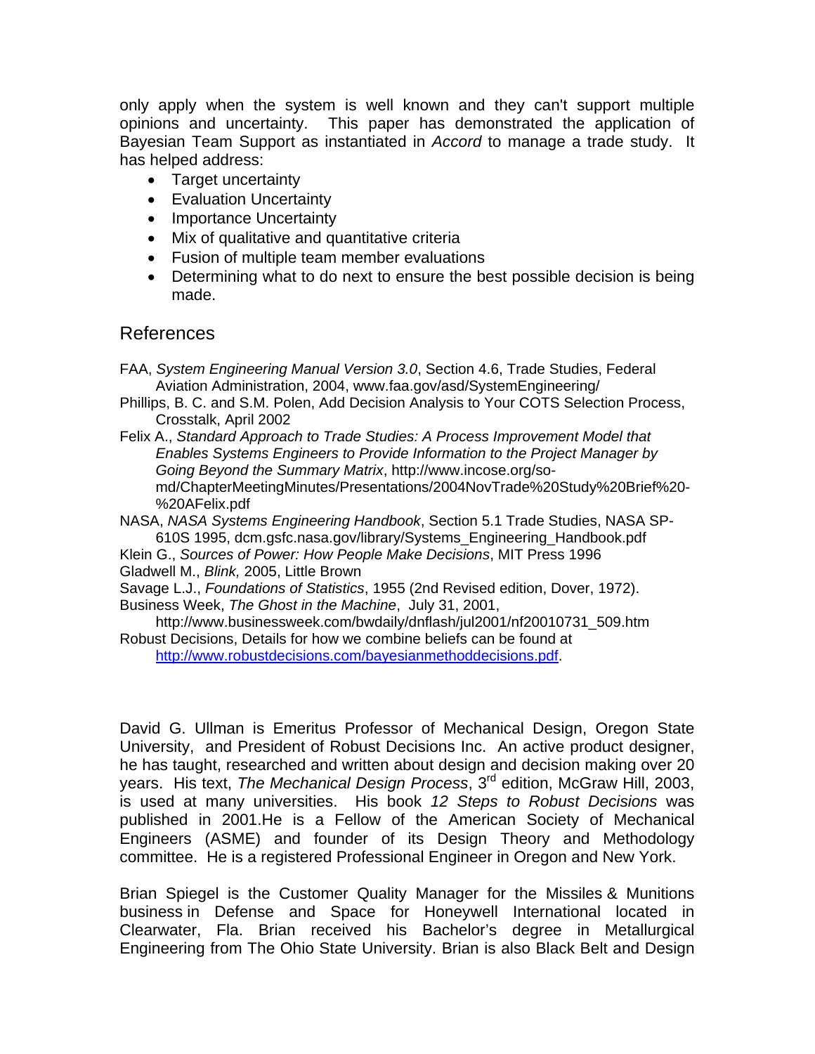only apply when the system is well known and they can't support multiple opinions and uncertainty. This paper has demonstrated the application of Bayesian Team Support as instantiated in *Accord* to manage a trade study. It has helped address:

- Target uncertainty
- Evaluation Uncertainty
- Importance Uncertainty
- Mix of qualitative and quantitative criteria
- Fusion of multiple team member evaluations
- Determining what to do next to ensure the best possible decision is being made.

## References

FAA, *System Engineering Manual Version 3.0*, Section 4.6, Trade Studies, Federal Aviation Administration, 2004, www.faa.gov/asd/SystemEngineering/

Phillips, B. C. and S.M. Polen, Add Decision Analysis to Your COTS Selection Process, Crosstalk, April 2002

Felix A., *Standard Approach to Trade Studies: A Process Improvement Model that Enables Systems Engineers to Provide Information to the Project Manager by Going Beyond the Summary Matrix*, http://www.incose.org/so-md/ChapterMeetingMinutes/Presentations/2004NovTrade%20Study%20Brief%20-%20AFelix.pdf

NASA, *NASA Systems Engineering Handbook*, Section 5.1 Trade Studies, NASA SP-610S 1995, dcm.gsfc.nasa.gov/library/Systems_Engineering_Handbook.pdf

Klein G., *Sources of Power: How People Make Decisions*, MIT Press 1996

Gladwell M., *Blink,* 2005, Little Brown

Savage L.J., *Foundations of Statistics*, 1955 (2nd Revised edition, Dover, 1972).

Business Week, *The Ghost in the Machine*, July 31, 2001, http://www.businessweek.com/bwdaily/dnflash/jul2001/nf20010731_509.htm

Robust Decisions, Details for how we combine beliefs can be found at http://www.robustdecisions.com/bayesianmethoddecisions.pdf.

David G. Ullman is Emeritus Professor of Mechanical Design, Oregon State University, and President of Robust Decisions Inc. An active product designer, he has taught, researched and written about design and decision making over 20 years. His text, *The Mechanical Design Process*, 3rd edition, McGraw Hill, 2003, is used at many universities. His book *12 Steps to Robust Decisions* was published in 2001.He is a Fellow of the American Society of Mechanical Engineers (ASME) and founder of its Design Theory and Methodology committee. He is a registered Professional Engineer in Oregon and New York.

Brian Spiegel is the Customer Quality Manager for the Missiles & Munitions business in Defense and Space for Honeywell International located in Clearwater, Fla. Brian received his Bachelor's degree in Metallurgical Engineering from The Ohio State University. Brian is also Black Belt and Design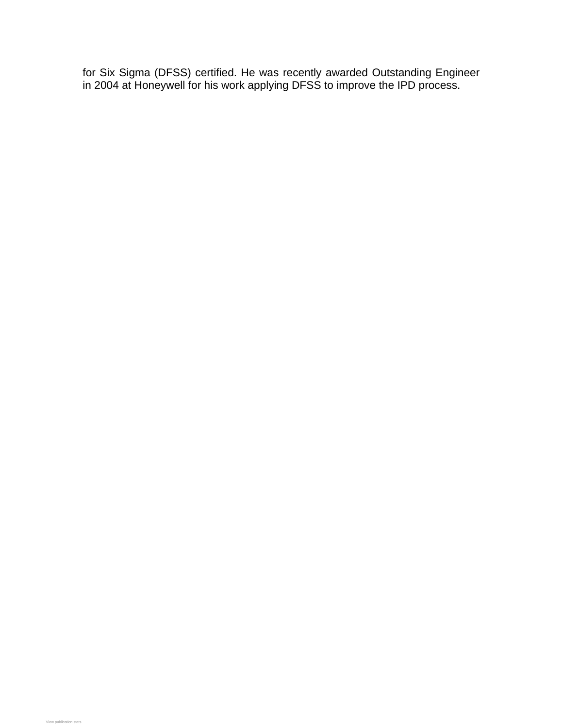for Six Sigma (DFSS) certified. He was recently awarded Outstanding Engineer in 2004 at Honeywell for his work applying DFSS to improve the IPD process.